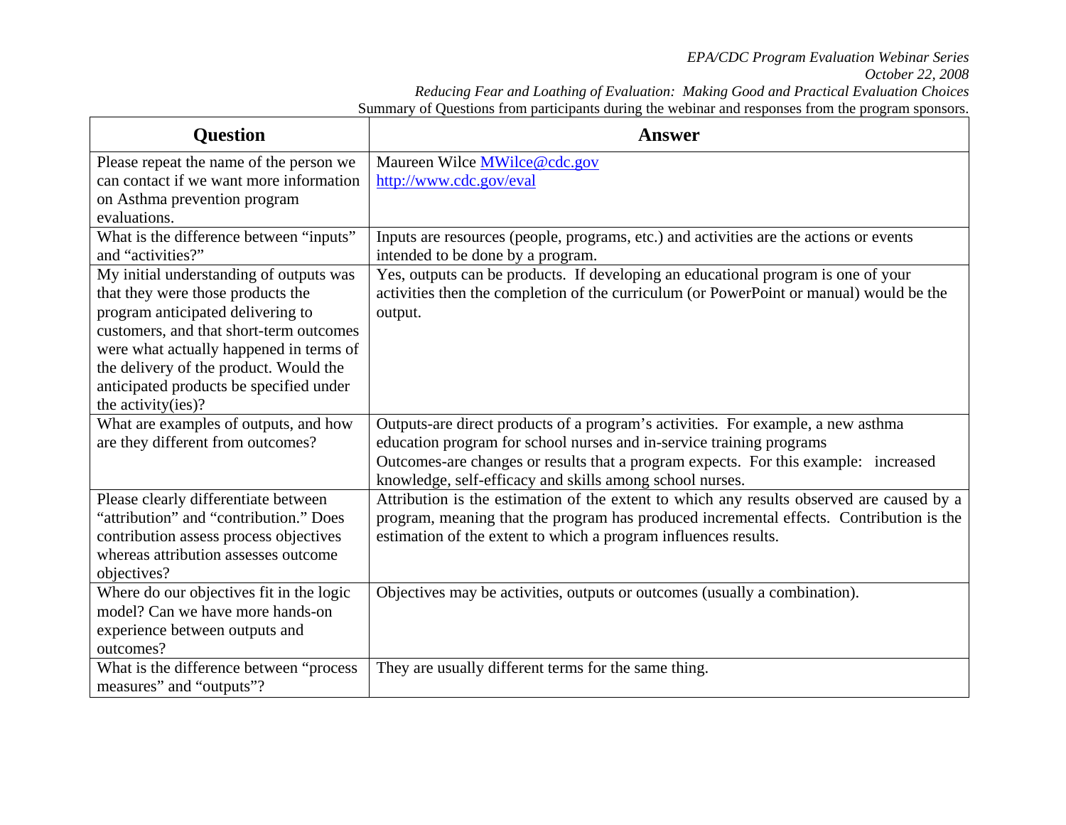*EPA/CDC Program Evaluation Webinar Series*
*October 22, 2008*
*Reducing Fear and Loathing of Evaluation: Making Good and Practical Evaluation Choices*
Summary of Questions from participants during the webinar and responses from the program sponsors.

| Question | Answer |
|---|---|
| Please repeat the name of the person we can contact if we want more information on Asthma prevention program evaluations. | Maureen Wilce MWilce@cdc.gov<br>http://www.cdc.gov/eval |
| What is the difference between "inputs" and "activities?" | Inputs are resources (people, programs, etc.) and activities are the actions or events intended to be done by a program. |
| My initial understanding of outputs was that they were those products the program anticipated delivering to customers, and that short-term outcomes were what actually happened in terms of the delivery of the product. Would the anticipated products be specified under the activity(ies)? | Yes, outputs can be products. If developing an educational program is one of your activities then the completion of the curriculum (or PowerPoint or manual) would be the output. |
| What are examples of outputs, and how are they different from outcomes? | Outputs-are direct products of a program's activities. For example, a new asthma education program for school nurses and in-service training programs<br>Outcomes-are changes or results that a program expects. For this example: increased knowledge, self-efficacy and skills among school nurses. |
| Please clearly differentiate between "attribution" and "contribution." Does contribution assess process objectives whereas attribution assesses outcome objectives? | Attribution is the estimation of the extent to which any results observed are caused by a program, meaning that the program has produced incremental effects. Contribution is the estimation of the extent to which a program influences results. |
| Where do our objectives fit in the logic model? Can we have more hands-on experience between outputs and outcomes? | Objectives may be activities, outputs or outcomes (usually a combination). |
| What is the difference between "process measures" and "outputs"? | They are usually different terms for the same thing. |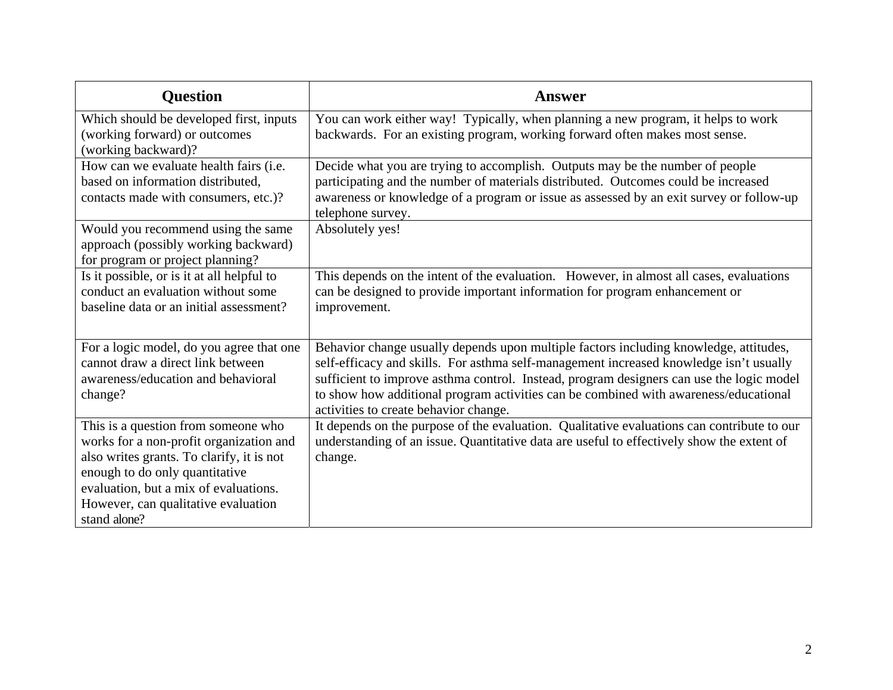| Question | Answer |
|---|---|
| Which should be developed first, inputs (working forward) or outcomes (working backward)? | You can work either way! Typically, when planning a new program, it helps to work backwards. For an existing program, working forward often makes most sense. |
| How can we evaluate health fairs (i.e. based on information distributed, contacts made with consumers, etc.)? | Decide what you are trying to accomplish. Outputs may be the number of people participating and the number of materials distributed. Outcomes could be increased awareness or knowledge of a program or issue as assessed by an exit survey or follow-up telephone survey. |
| Would you recommend using the same approach (possibly working backward) for program or project planning? | Absolutely yes! |
| Is it possible, or is it at all helpful to conduct an evaluation without some baseline data or an initial assessment? | This depends on the intent of the evaluation. However, in almost all cases, evaluations can be designed to provide important information for program enhancement or improvement. |
| For a logic model, do you agree that one cannot draw a direct link between awareness/education and behavioral change? | Behavior change usually depends upon multiple factors including knowledge, attitudes, self-efficacy and skills. For asthma self-management increased knowledge isn't usually sufficient to improve asthma control. Instead, program designers can use the logic model to show how additional program activities can be combined with awareness/educational activities to create behavior change. |
| This is a question from someone who works for a non-profit organization and also writes grants. To clarify, it is not enough to do only quantitative evaluation, but a mix of evaluations. However, can qualitative evaluation stand alone? | It depends on the purpose of the evaluation. Qualitative evaluations can contribute to our understanding of an issue. Quantitative data are useful to effectively show the extent of change. |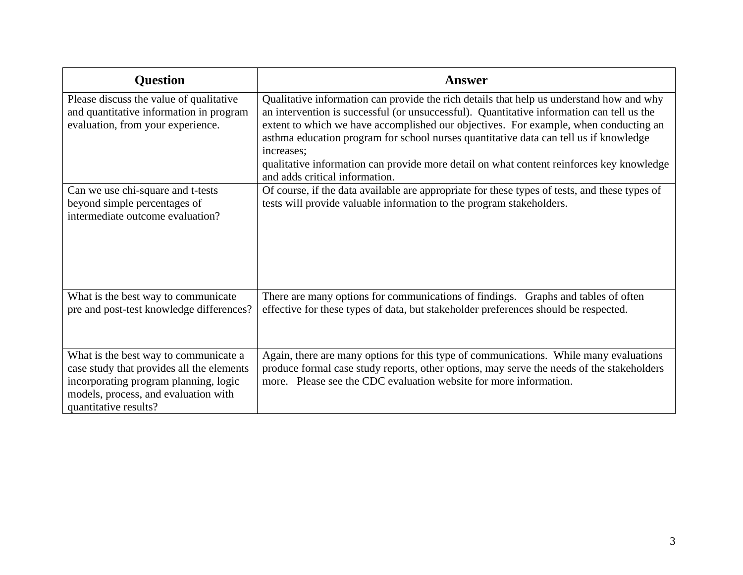| Question | Answer |
|---|---|
| Please discuss the value of qualitative and quantitative information in program evaluation, from your experience. | Qualitative information can provide the rich details that help us understand how and why an intervention is successful (or unsuccessful). Quantitative information can tell us the extent to which we have accomplished our objectives. For example, when conducting an asthma education program for school nurses quantitative data can tell us if knowledge increases; qualitative information can provide more detail on what content reinforces key knowledge and adds critical information. |
| Can we use chi-square and t-tests beyond simple percentages of intermediate outcome evaluation? | Of course, if the data available are appropriate for these types of tests, and these types of tests will provide valuable information to the program stakeholders. |
| What is the best way to communicate pre and post-test knowledge differences? | There are many options for communications of findings. Graphs and tables of often effective for these types of data, but stakeholder preferences should be respected. |
| What is the best way to communicate a case study that provides all the elements incorporating program planning, logic models, process, and evaluation with quantitative results? | Again, there are many options for this type of communications. While many evaluations produce formal case study reports, other options, may serve the needs of the stakeholders more. Please see the CDC evaluation website for more information. |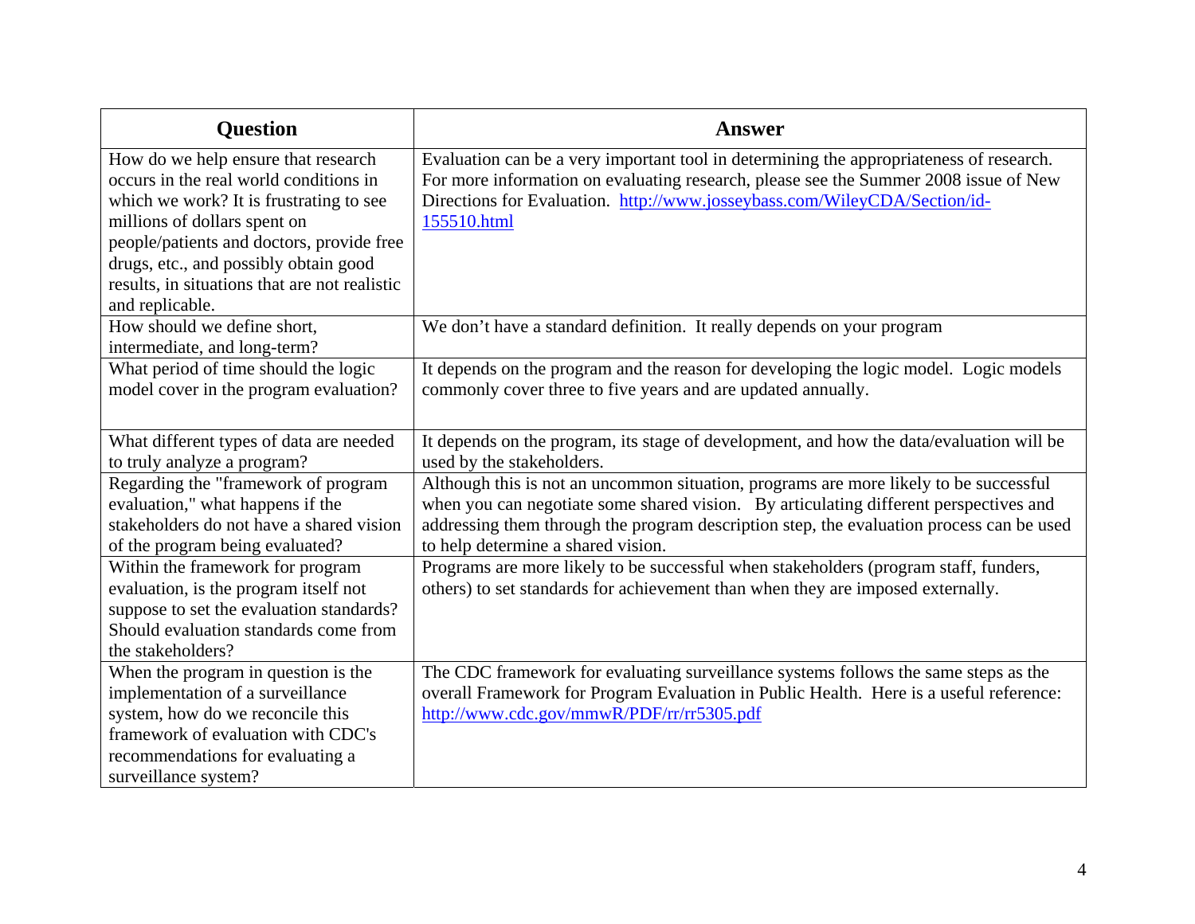| Question | Answer |
|---|---|
| How do we help ensure that research occurs in the real world conditions in which we work? It is frustrating to see millions of dollars spent on people/patients and doctors, provide free drugs, etc., and possibly obtain good results, in situations that are not realistic and replicable. | Evaluation can be a very important tool in determining the appropriateness of research. For more information on evaluating research, please see the Summer 2008 issue of New Directions for Evaluation. [http://www.josseybass.com/WileyCDA/Section/id-155510.html](http://www.josseybass.com/WileyCDA/Section/id-155510.html) |
| How should we define short, intermediate, and long-term? | We don't have a standard definition. It really depends on your program |
| What period of time should the logic model cover in the program evaluation? | It depends on the program and the reason for developing the logic model. Logic models commonly cover three to five years and are updated annually. |
| What different types of data are needed to truly analyze a program? | It depends on the program, its stage of development, and how the data/evaluation will be used by the stakeholders. |
| Regarding the "framework of program evaluation," what happens if the stakeholders do not have a shared vision of the program being evaluated? | Although this is not an uncommon situation, programs are more likely to be successful when you can negotiate some shared vision. By articulating different perspectives and addressing them through the program description step, the evaluation process can be used to help determine a shared vision. |
| Within the framework for program evaluation, is the program itself not suppose to set the evaluation standards? Should evaluation standards come from the stakeholders? | Programs are more likely to be successful when stakeholders (program staff, funders, others) to set standards for achievement than when they are imposed externally. |
| When the program in question is the implementation of a surveillance system, how do we reconcile this framework of evaluation with CDC's recommendations for evaluating a surveillance system? | The CDC framework for evaluating surveillance systems follows the same steps as the overall Framework for Program Evaluation in Public Health. Here is a useful reference: [http://www.cdc.gov/mmwR/PDF/rr/rr5305.pdf](http://www.cdc.gov/mmwR/PDF/rr/rr5305.pdf) |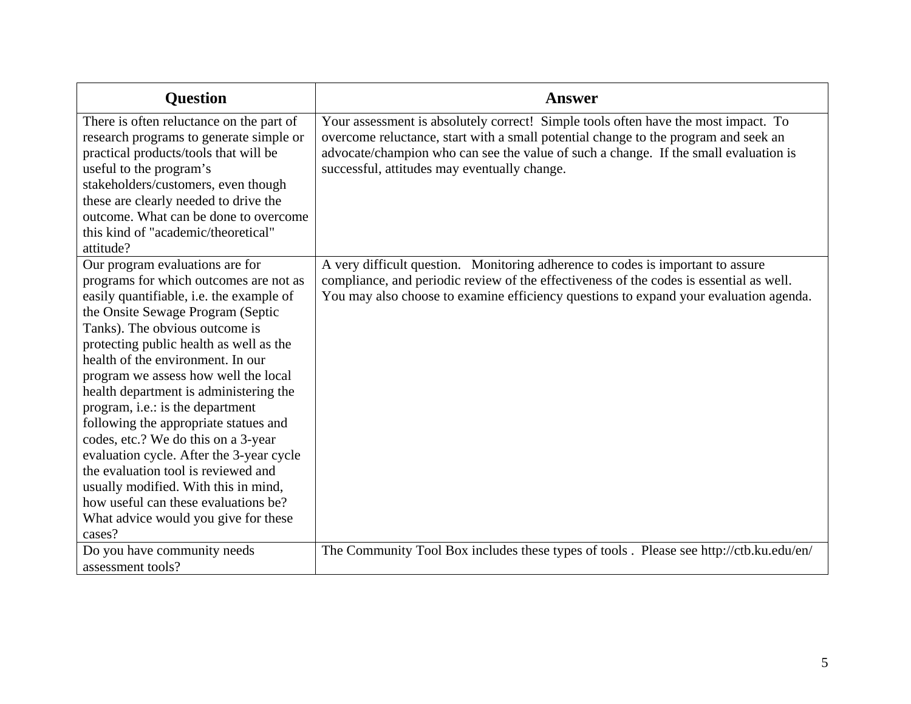| Question | Answer |
|---|---|
| There is often reluctance on the part of research programs to generate simple or practical products/tools that will be useful to the program's stakeholders/customers, even though these are clearly needed to drive the outcome. What can be done to overcome this kind of "academic/theoretical" attitude? | Your assessment is absolutely correct! Simple tools often have the most impact. To overcome reluctance, start with a small potential change to the program and seek an advocate/champion who can see the value of such a change. If the small evaluation is successful, attitudes may eventually change. |
| Our program evaluations are for programs for which outcomes are not as easily quantifiable, i.e. the example of the Onsite Sewage Program (Septic Tanks). The obvious outcome is protecting public health as well as the health of the environment. In our program we assess how well the local health department is administering the program, i.e.: is the department following the appropriate statues and codes, etc.? We do this on a 3-year evaluation cycle. After the 3-year cycle the evaluation tool is reviewed and usually modified. With this in mind, how useful can these evaluations be? What advice would you give for these cases? | A very difficult question. Monitoring adherence to codes is important to assure compliance, and periodic review of the effectiveness of the codes is essential as well. You may also choose to examine efficiency questions to expand your evaluation agenda. |
| Do you have community needs assessment tools? | The Community Tool Box includes these types of tools . Please see http://ctb.ku.edu/en/ |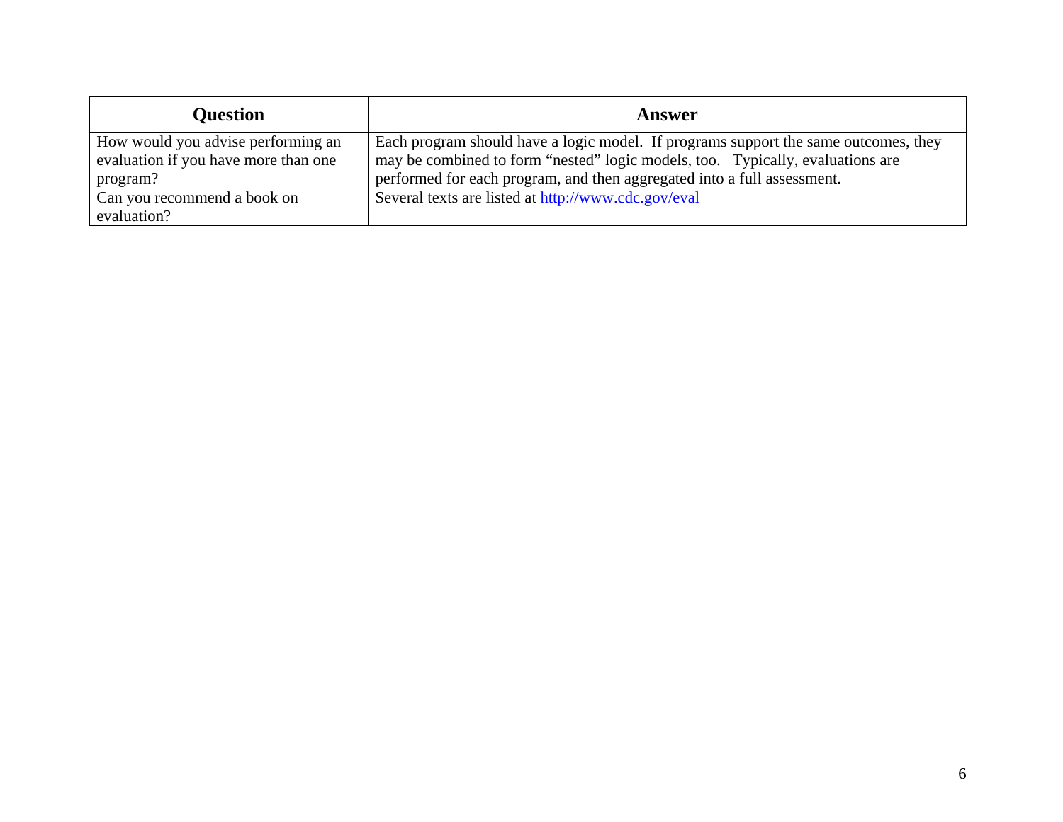| Question | Answer |
| --- | --- |
| How would you advise performing an evaluation if you have more than one program? | Each program should have a logic model. If programs support the same outcomes, they may be combined to form "nested" logic models, too. Typically, evaluations are performed for each program, and then aggregated into a full assessment. |
| Can you recommend a book on evaluation? | Several texts are listed at http://www.cdc.gov/eval |